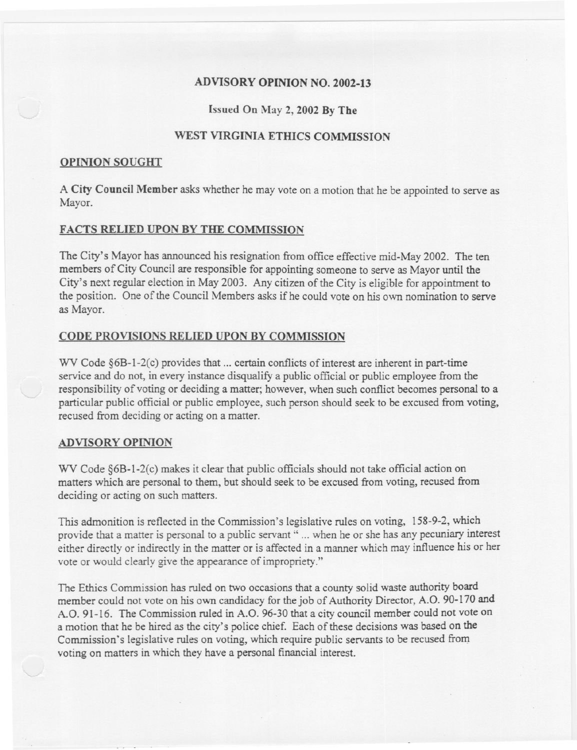# ADVISORY OPINION NO. 2002-13

Issued On May 2, 2002 By The

## WEST VIRGINIA ETHICS COMMISSION

### OPINION SOUGHT

A **City Council Member** asks whether he may vote on a motion that he be appointed to serve as Mayor.

### FACTS RELIED UPON BY THE COMMISSION

The City's Mayor has announced his resignation from office effective mid-May 2002. The ten members of City Council are responsible for appointing someone to serve as Mayor until the City's next regular election in May 2003. Any citizen of the City is eligible for appointment to the position. One of the Council Members asks if he could vote on his own nomination to serve as Mayor.

### CODE PROVISIONS RELIED UPON BY COMMISSION

WV Code §6B-1-2(c) provides that ... certain conflicts of interest are inherent in part-time service and do not, in every instance disqualify a public official or public employee from the responsibility of voting or deciding a matter; however, when such conflict becomes personal to a particular public official or public employee, such person should seek to be excused from voting, recused from deciding or acting on a matter.

### ADVISORY OPINION

WV Code §6B-1-2(c) makes it clear that public officials should not take official action on matters which are personal to them, but should seek to be excused from voting, recused from deciding or acting on such matters.

This admonition is reflected in the Commission's legislative rules on voting, 158-9-2, which provide that a matter is personal to a public servant " ... when he or she has any pecuniary interest either directly or indirectly in the matter or is affected in a manner which may influence his or her vote or would clearly give the appearance of impropriety."

The Ethics Commission has ruled on two occasions that a county solid waste authority board member could not vote on his own candidacy for the job of Authority Director, A.O. 90-170 and A.O. 91-16. The Commission ruled in A.O. 96-30 that a city council member could not vote on a motion that he be hired as the city's police chief. Each of these decisions was based on the Commission's legislative rules on voting, which require public servants to be recused from voting on matters in which they have a personal financial interest.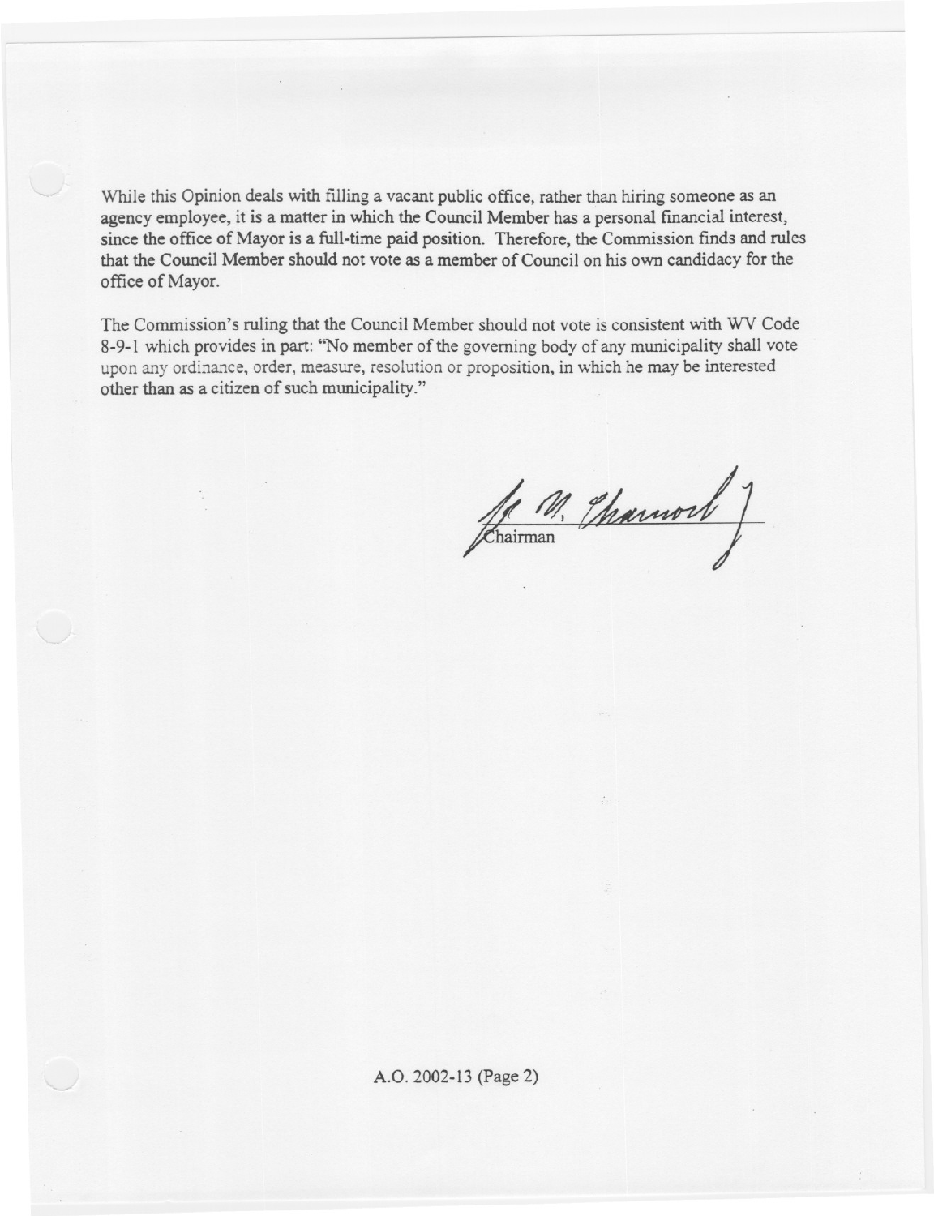While this Opinion deals with filling a vacant public office, rather than hiring someone as an agency employee, it is a matter in which the Council Member has a personal financial interest, since the office of Mayor is a full-time paid position. Therefore, the Commission finds and rules that the Council Member should not vote as a member of Council on his own candidacy for the office of Mayor.

The Commission's ruling that the Council Member should not vote is consistent with WV Code 8-9-1 which provides in part: "No member of the governing body of any municipality shall vote upon any ordinance, order, measure, resolution or proposition, in which he may be interested other than as a citizen of such municipality."

Chairman

A.O. 2002-13 (Page 2)